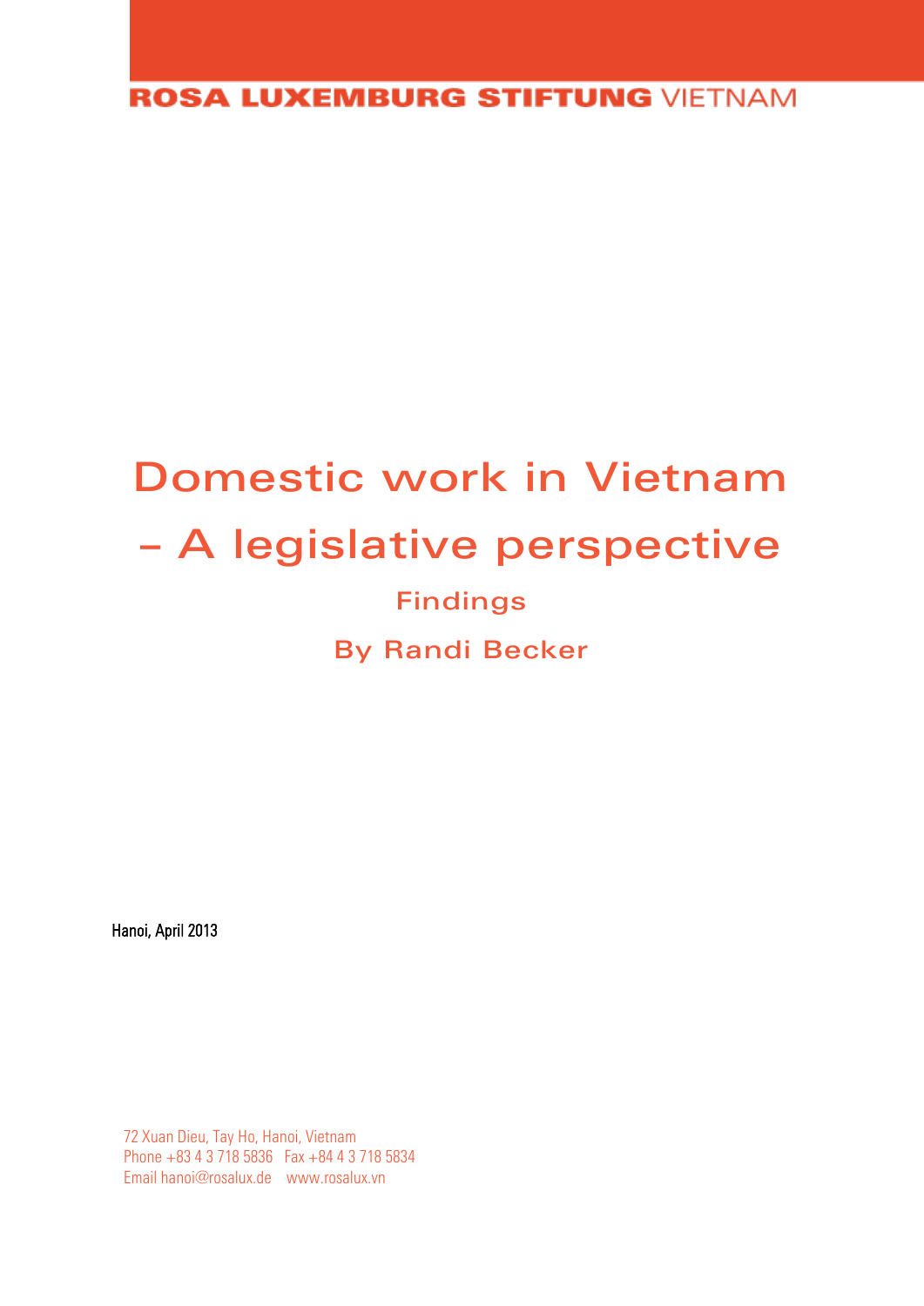ROSA LUXEMBURG STIFTUNG VIETNAM

# Domestic work in Vietnam – A legislative perspective

## Findings

## By Randi Becker

Hanoi, April 2013

72 Xuan Dieu, Tay Ho, Hanoi, Vietnam
Phone +83 4 3 718 5836 Fax +84 4 3 718 5834
Email hanoi@rosalux.de www.rosalux.vn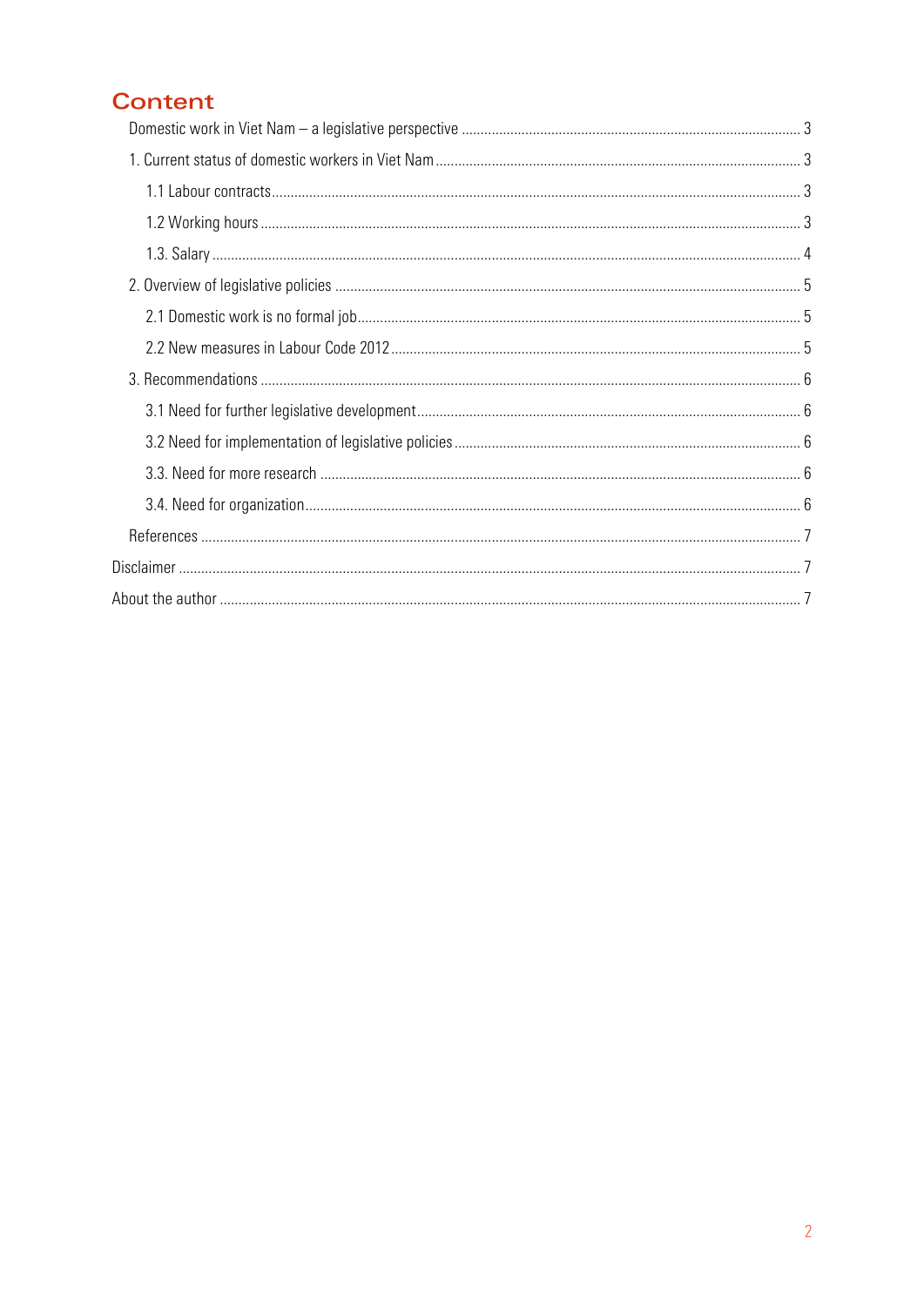# Content

- Domestic work in Viet Nam – a legislative perspective ........ 3
  - 1. Current status of domestic workers in Viet Nam ........ 3
    - 1.1 Labour contracts ........ 3
    - 1.2 Working hours ........ 3
    - 1.3. Salary ........ 4
  - 2. Overview of legislative policies ........ 5
    - 2.1 Domestic work is no formal job ........ 5
    - 2.2 New measures in Labour Code 2012 ........ 5
  - 3. Recommendations ........ 6
    - 3.1 Need for further legislative development ........ 6
    - 3.2 Need for implementation of legislative policies ........ 6
    - 3.3. Need for more research ........ 6
    - 3.4. Need for organization ........ 6
  - References ........ 7
- Disclaimer ........ 7
- About the author ........ 7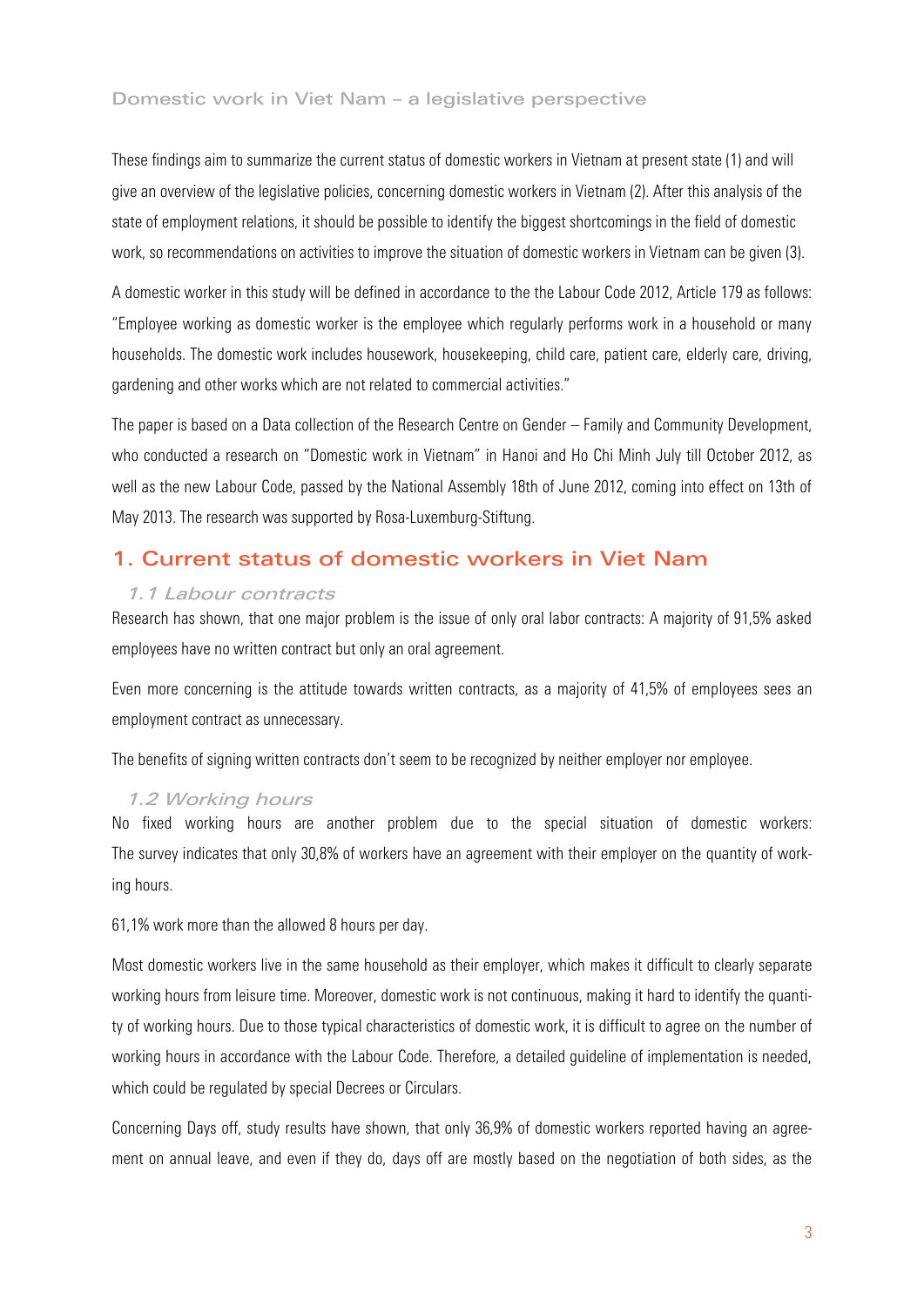These findings aim to summarize the current status of domestic workers in Vietnam at present state (1) and will give an overview of the legislative policies, concerning domestic workers in Vietnam (2). After this analysis of the state of employment relations, it should be possible to identify the biggest shortcomings in the field of domestic work, so recommendations on activities to improve the situation of domestic workers in Vietnam can be given (3).

A domestic worker in this study will be defined in accordance to the the Labour Code 2012, Article 179 as follows: "Employee working as domestic worker is the employee which regularly performs work in a household or many households. The domestic work includes housework, housekeeping, child care, patient care, elderly care, driving, gardening and other works which are not related to commercial activities."

The paper is based on a Data collection of the Research Centre on Gender – Family and Community Development, who conducted a research on "Domestic work in Vietnam" in Hanoi and Ho Chi Minh July till October 2012, as well as the new Labour Code, passed by the National Assembly 18th of June 2012, coming into effect on 13th of May 2013. The research was supported by Rosa-Luxemburg-Stiftung.

## 1. Current status of domestic workers in Viet Nam

### *1.1 Labour contracts*

Research has shown, that one major problem is the issue of only oral labor contracts: A majority of 91,5% asked employees have no written contract but only an oral agreement.

Even more concerning is the attitude towards written contracts, as a majority of 41,5% of employees sees an employment contract as unnecessary.

The benefits of signing written contracts don't seem to be recognized by neither employer nor employee.

### *1.2 Working hours*

No fixed working hours are another problem due to the special situation of domestic workers: The survey indicates that only 30,8% of workers have an agreement with their employer on the quantity of working hours.

61,1% work more than the allowed 8 hours per day.

Most domestic workers live in the same household as their employer, which makes it difficult to clearly separate working hours from leisure time. Moreover, domestic work is not continuous, making it hard to identify the quantity of working hours. Due to those typical characteristics of domestic work, it is difficult to agree on the number of working hours in accordance with the Labour Code. Therefore, a detailed guideline of implementation is needed, which could be regulated by special Decrees or Circulars.

Concerning Days off, study results have shown, that only 36,9% of domestic workers reported having an agreement on annual leave, and even if they do, days off are mostly based on the negotiation of both sides, as the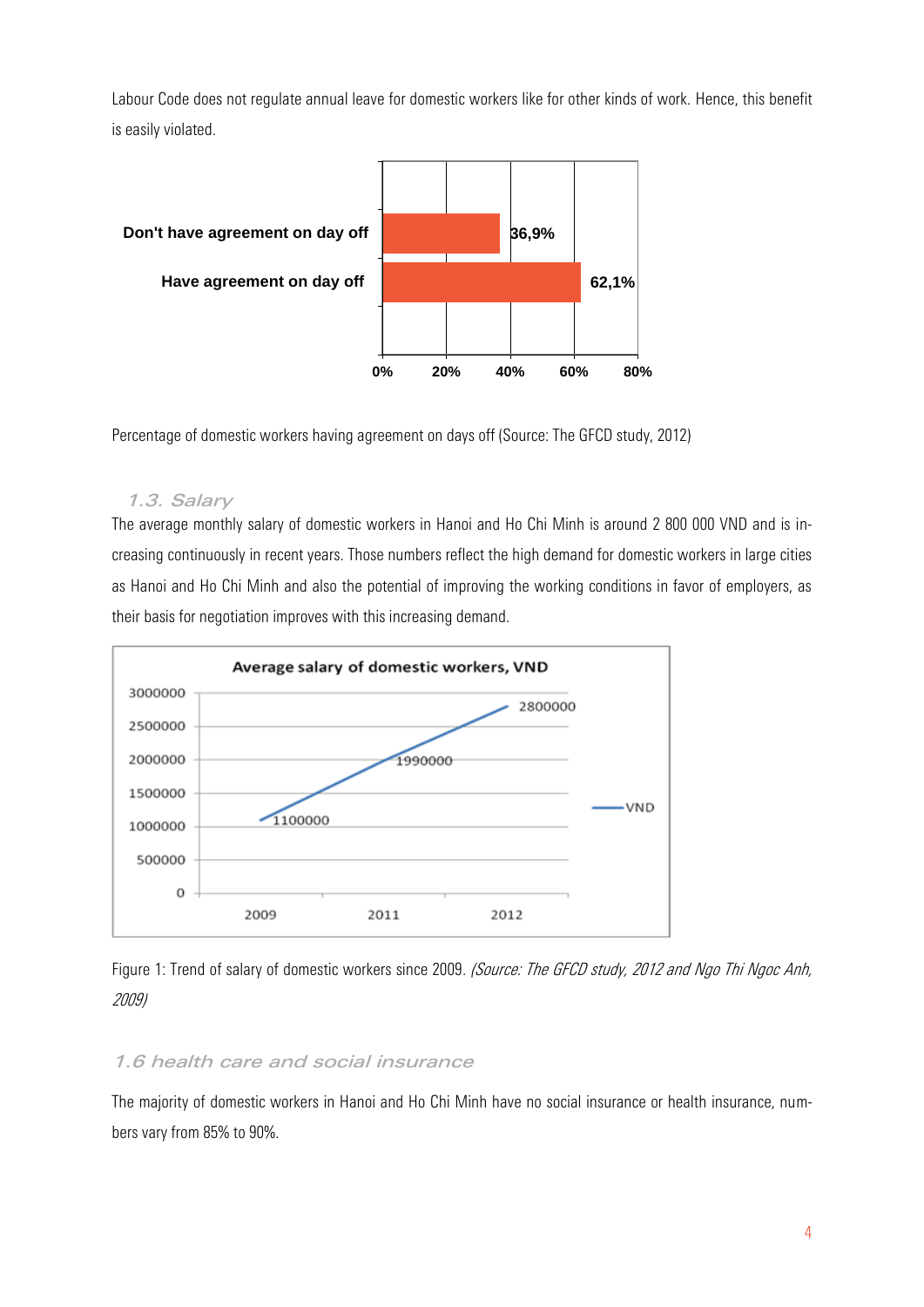Labour Code does not regulate annual leave for domestic workers like for other kinds of work. Hence, this benefit is easily violated.

Percentage of domestic workers having agreement on days off (Source: The GFCD study, 2012)

### 1.3. Salary

The average monthly salary of domestic workers in Hanoi and Ho Chi Minh is around 2 800 000 VND and is increasing continuously in recent years. Those numbers reflect the high demand for domestic workers in large cities as Hanoi and Ho Chi Minh and also the potential of improving the working conditions in favor of employers, as their basis for negotiation improves with this increasing demand.

Figure 1: Trend of salary of domestic workers since 2009. *(Source: The GFCD study, 2012 and Ngo Thi Ngoc Anh, 2009)*

### 1.6 health care and social insurance

The majority of domestic workers in Hanoi and Ho Chi Minh have no social insurance or health insurance, numbers vary from 85% to 90%.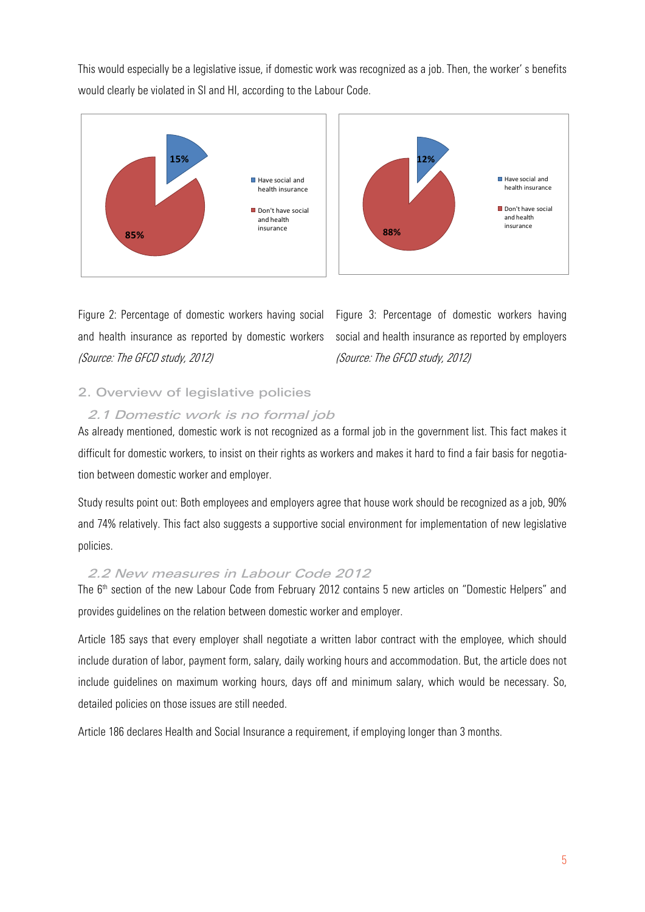This would especially be a legislative issue, if domestic work was recognized as a job. Then, the worker' s benefits would clearly be violated in SI and HI, according to the Labour Code.

Figure 2: Percentage of domestic workers having social and health insurance as reported by domestic workers *(Source: The GFCD study, 2012)*

Figure 3: Percentage of domestic workers having social and health insurance as reported by employers *(Source: The GFCD study, 2012)*

## 2. Overview of legislative policies

### *2.1 Domestic work is no formal job*

As already mentioned, domestic work is not recognized as a formal job in the government list. This fact makes it difficult for domestic workers, to insist on their rights as workers and makes it hard to find a fair basis for negotiation between domestic worker and employer.

Study results point out: Both employees and employers agree that house work should be recognized as a job, 90% and 74% relatively. This fact also suggests a supportive social environment for implementation of new legislative policies.

### *2.2 New measures in Labour Code 2012*

The 6th section of the new Labour Code from February 2012 contains 5 new articles on "Domestic Helpers" and provides guidelines on the relation between domestic worker and employer.

Article 185 says that every employer shall negotiate a written labor contract with the employee, which should include duration of labor, payment form, salary, daily working hours and accommodation. But, the article does not include guidelines on maximum working hours, days off and minimum salary, which would be necessary. So, detailed policies on those issues are still needed.

Article 186 declares Health and Social Insurance a requirement, if employing longer than 3 months.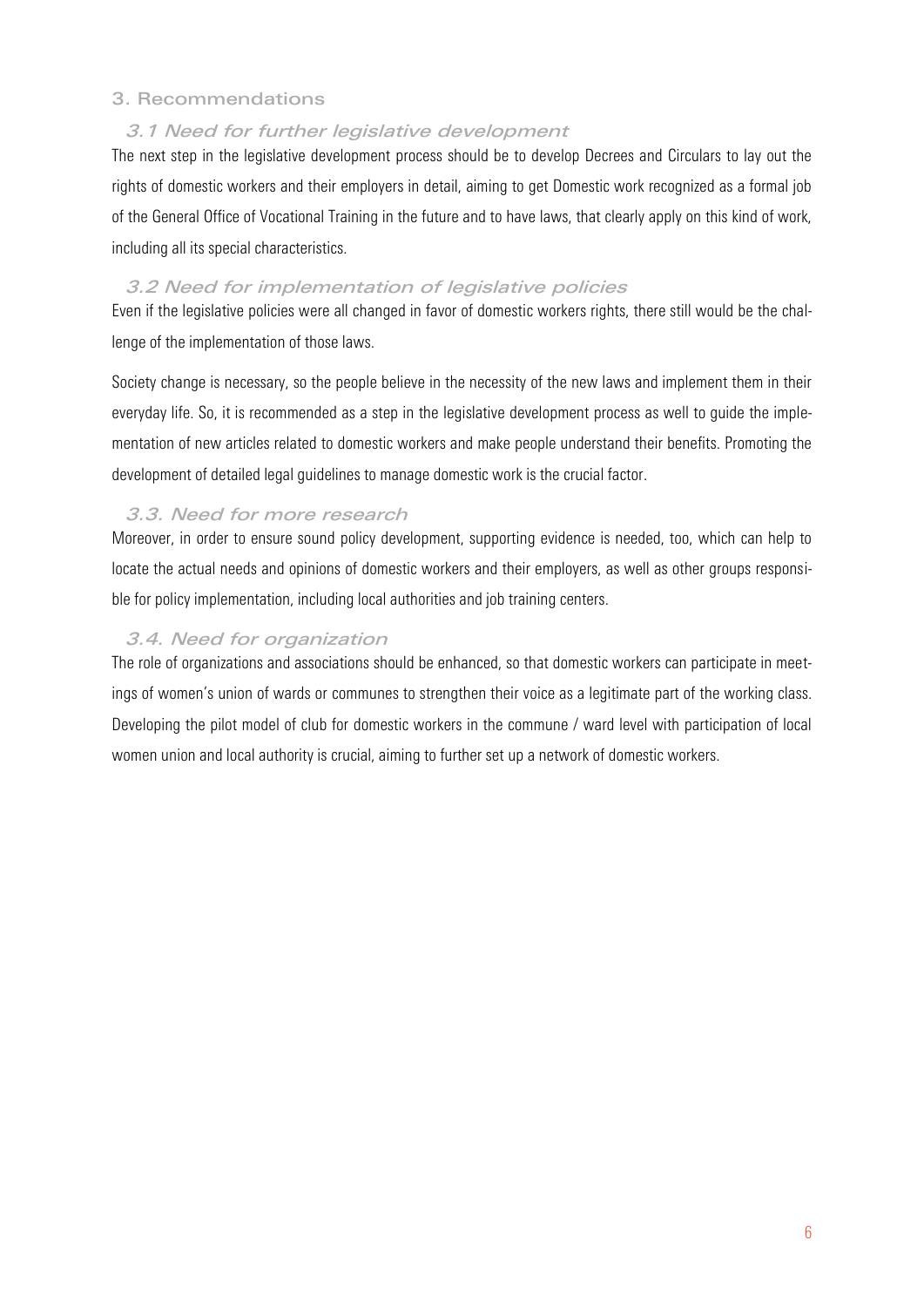## 3. Recommendations

### 3.1 Need for further legislative development

The next step in the legislative development process should be to develop Decrees and Circulars to lay out the rights of domestic workers and their employers in detail, aiming to get Domestic work recognized as a formal job of the General Office of Vocational Training in the future and to have laws, that clearly apply on this kind of work, including all its special characteristics.

### 3.2 Need for implementation of legislative policies

Even if the legislative policies were all changed in favor of domestic workers rights, there still would be the challenge of the implementation of those laws.

Society change is necessary, so the people believe in the necessity of the new laws and implement them in their everyday life. So, it is recommended as a step in the legislative development process as well to guide the implementation of new articles related to domestic workers and make people understand their benefits. Promoting the development of detailed legal guidelines to manage domestic work is the crucial factor.

### 3.3. Need for more research

Moreover, in order to ensure sound policy development, supporting evidence is needed, too, which can help to locate the actual needs and opinions of domestic workers and their employers, as well as other groups responsible for policy implementation, including local authorities and job training centers.

### 3.4. Need for organization

The role of organizations and associations should be enhanced, so that domestic workers can participate in meetings of women's union of wards or communes to strengthen their voice as a legitimate part of the working class. Developing the pilot model of club for domestic workers in the commune / ward level with participation of local women union and local authority is crucial, aiming to further set up a network of domestic workers.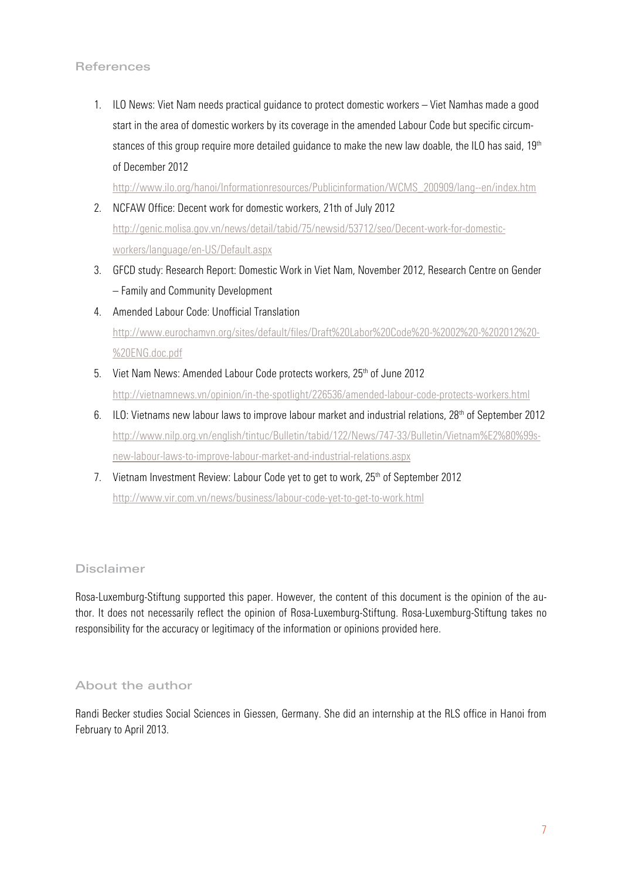## References

1. ILO News: Viet Nam needs practical guidance to protect domestic workers – Viet Namhas made a good start in the area of domestic workers by its coverage in the amended Labour Code but specific circumstances of this group require more detailed guidance to make the new law doable, the ILO has said, 19th of December 2012
   http://www.ilo.org/hanoi/Informationresources/Publicinformation/WCMS_200909/lang--en/index.htm
2. NCFAW Office: Decent work for domestic workers, 21th of July 2012
   http://genic.molisa.gov.vn/news/detail/tabid/75/newsid/53712/seo/Decent-work-for-domestic-workers/language/en-US/Default.aspx
3. GFCD study: Research Report: Domestic Work in Viet Nam, November 2012, Research Centre on Gender – Family and Community Development
4. Amended Labour Code: Unofficial Translation
   http://www.eurochamvn.org/sites/default/files/Draft%20Labor%20Code%20-%2002%20-%202012%20-%20ENG.doc.pdf
5. Viet Nam News: Amended Labour Code protects workers, 25th of June 2012
   http://vietnamnews.vn/opinion/in-the-spotlight/226536/amended-labour-code-protects-workers.html
6. ILO: Vietnams new labour laws to improve labour market and industrial relations, 28th of September 2012
   http://www.nilp.org.vn/english/tintuc/Bulletin/tabid/122/News/747-33/Bulletin/Vietnam%E2%80%99s-new-labour-laws-to-improve-labour-market-and-industrial-relations.aspx
7. Vietnam Investment Review: Labour Code yet to get to work, 25th of September 2012
   http://www.vir.com.vn/news/business/labour-code-yet-to-get-to-work.html

## Disclaimer

Rosa-Luxemburg-Stiftung supported this paper. However, the content of this document is the opinion of the author. It does not necessarily reflect the opinion of Rosa-Luxemburg-Stiftung. Rosa-Luxemburg-Stiftung takes no responsibility for the accuracy or legitimacy of the information or opinions provided here.

## About the author

Randi Becker studies Social Sciences in Giessen, Germany. She did an internship at the RLS office in Hanoi from February to April 2013.